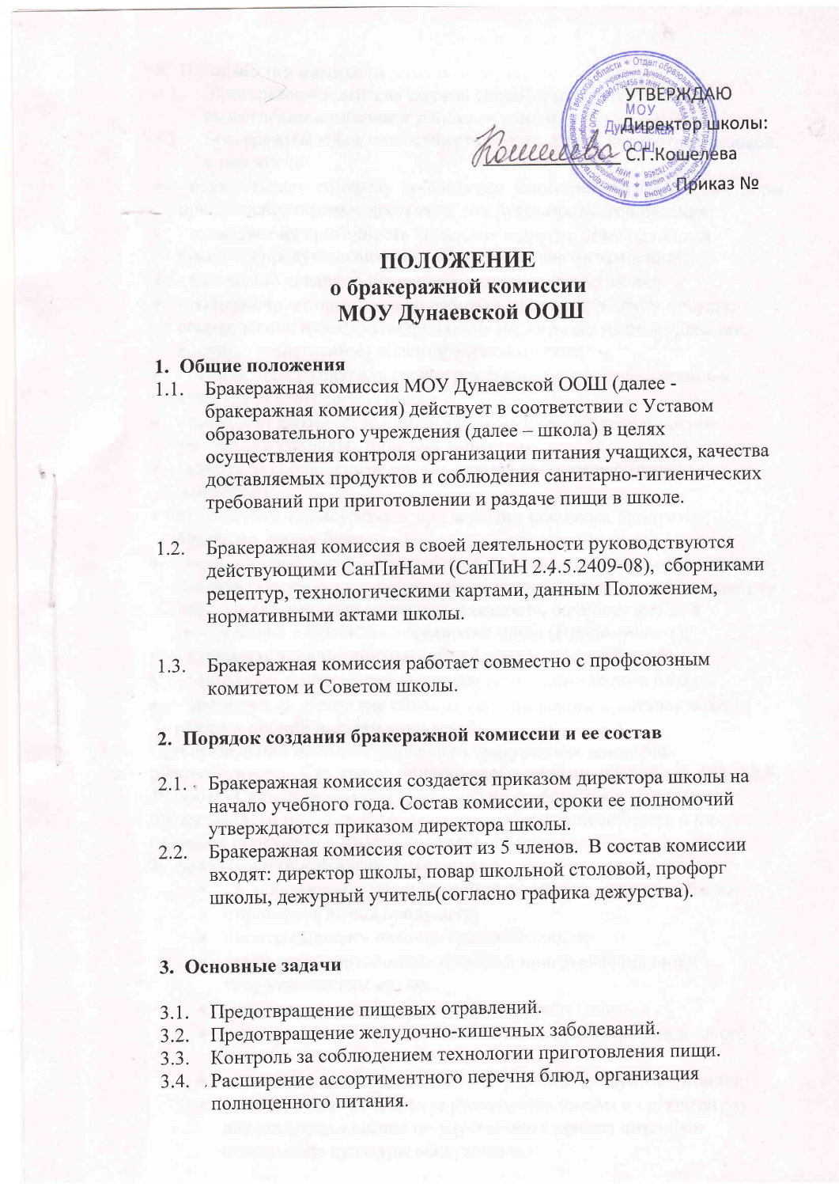УТВЕРЖДАЮ
Директор школы:
\_\_\_\_\_\_\_\_ С.Г.Кошелева
Приказ №

# ПОЛОЖЕНИЕ
## о бракеражной комиссии
## МОУ Дунаевской ООШ

### 1. Общие положения

1.1. Бракеражная комиссия МОУ Дунаевской ООШ (далее - бракеражная комиссия) действует в соответствии с Уставом образовательного учреждения (далее – школа) в целях осуществления контроля организации питания учащихся, качества доставляемых продуктов и соблюдения санитарно-гигиенических требований при приготовлении и раздаче пищи в школе.

1.2. Бракеражная комиссия в своей деятельности руководствуются действующими СанПиНами (СанПиН 2.4.5.2409-08), сборниками рецептур, технологическими картами, данным Положением, нормативными актами школы.

1.3. Бракеражная комиссия работает совместно с профсоюзным комитетом и Советом школы.

### 2. Порядок создания бракеражной комиссии и ее состав

2.1. Бракеражная комиссия создается приказом директора школы на начало учебного года. Состав комиссии, сроки ее полномочий утверждаются приказом директора школы.

2.2. Бракеражная комиссия состоит из 5 членов. В состав комиссии входят: директор школы, повар школьной столовой, профорг школы, дежурный учитель(согласно графика дежурства).

### 3. Основные задачи

3.1. Предотвращение пищевых отравлений.

3.2. Предотвращение желудочно-кишечных заболеваний.

3.3. Контроль за соблюдением технологии приготовления пищи.

3.4. Расширение ассортиментного перечня блюд, организация полноценного питания.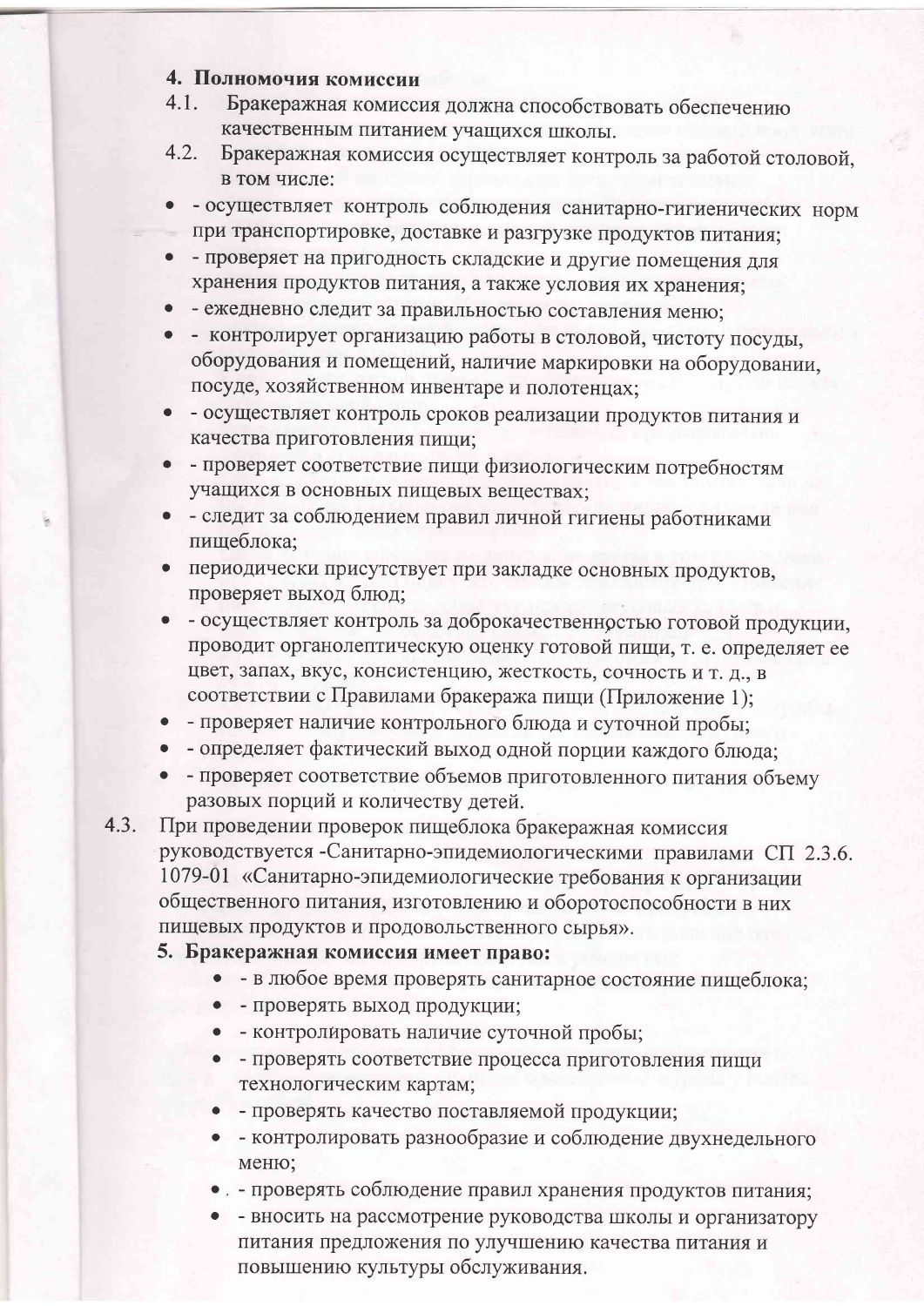## 4. Полномочия комиссии

4.1. Бракеражная комиссия должна способствовать обеспечению качественным питанием учащихся школы.

4.2. Бракеражная комиссия осуществляет контроль за работой столовой, в том числе:

- - осуществляет контроль соблюдения санитарно-гигиенических норм при транспортировке, доставке и разгрузке продуктов питания;
- - проверяет на пригодность складские и другие помещения для хранения продуктов питания, а также условия их хранения;
- - ежедневно следит за правильностью составления меню;
- - контролирует организацию работы в столовой, чистоту посуды, оборудования и помещений, наличие маркировки на оборудовании, посуде, хозяйственном инвентаре и полотенцах;
- - осуществляет контроль сроков реализации продуктов питания и качества приготовления пищи;
- - проверяет соответствие пищи физиологическим потребностям учащихся в основных пищевых веществах;
- - следит за соблюдением правил личной гигиены работниками пищеблока;
- периодически присутствует при закладке основных продуктов, проверяет выход блюд;
- - осуществляет контроль за доброкачественностью готовой продукции, проводит органолептическую оценку готовой пищи, т. е. определяет ее цвет, запах, вкус, консистенцию, жесткость, сочность и т. д., в соответствии с Правилами бракеража пищи (Приложение 1);
- - проверяет наличие контрольного блюда и суточной пробы;
- - определяет фактический выход одной порции каждого блюда;
- - проверяет соответствие объемов приготовленного питания объему разовых порций и количеству детей.

4.3. При проведении проверок пищеблока бракеражная комиссия руководствуется -Санитарно-эпидемиологическими правилами СП 2.3.6. 1079-01 «Санитарно-эпидемиологические требования к организации общественного питания, изготовлению и оборотоспособности в них пищевых продуктов и продовольственного сырья».

## 5. Бракеражная комиссия имеет право:

- - в любое время проверять санитарное состояние пищеблока;
- - проверять выход продукции;
- - контролировать наличие суточной пробы;
- - проверять соответствие процесса приготовления пищи технологическим картам;
- - проверять качество поставляемой продукции;
- - контролировать разнообразие и соблюдение двухнедельного меню;
- - проверять соблюдение правил хранения продуктов питания;
- - вносить на рассмотрение руководства школы и организатору питания предложения по улучшению качества питания и повышению культуры обслуживания.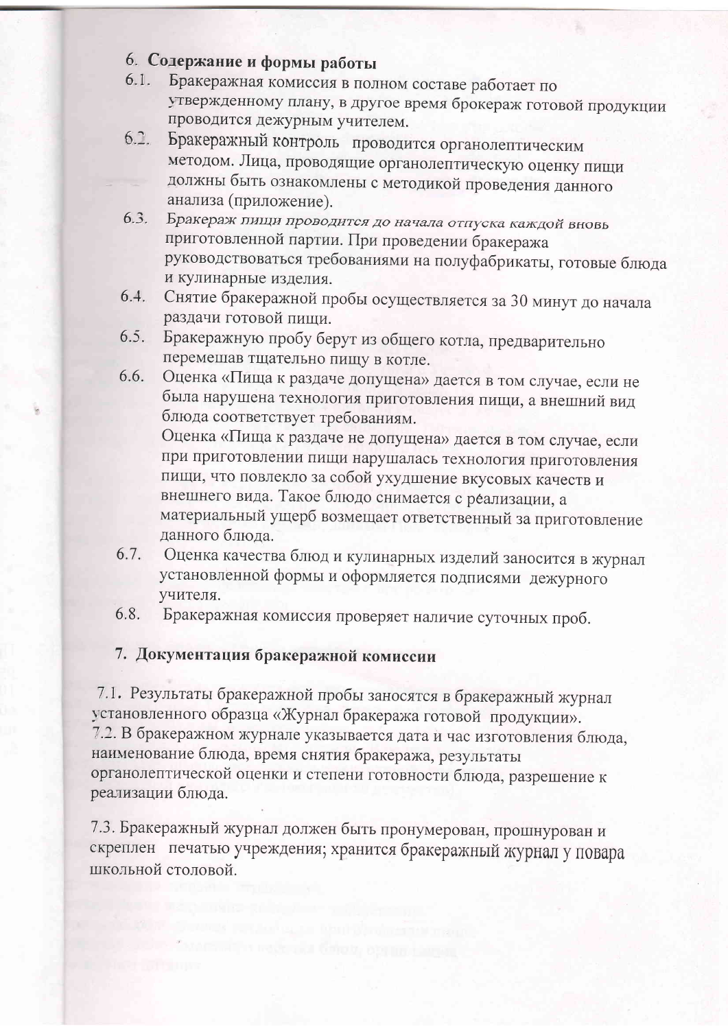## 6. Содержание и формы работы

6.1. Бракеражная комиссия в полном составе работает по утвержденному плану, в другое время брокераж готовой продукции проводится дежурным учителем.

6.2. Бракеражный контроль проводится органолептическим методом. Лица, проводящие органолептическую оценку пищи должны быть ознакомлены с методикой проведения данного анализа (приложение).

6.3. *Бракераж пищи проводится до начала отпуска каждой вновь* приготовленной партии. При проведении бракеража руководствоваться требованиями на полуфабрикаты, готовые блюда и кулинарные изделия.

6.4. Снятие бракеражной пробы осуществляется за 30 минут до начала раздачи готовой пищи.

6.5. Бракеражную пробу берут из общего котла, предварительно перемешав тщательно пищу в котле.

6.6. Оценка «Пища к раздаче допущена» дается в том случае, если не была нарушена технология приготовления пищи, а внешний вид блюда соответствует требованиям.
Оценка «Пища к раздаче не допущена» дается в том случае, если при приготовлении пищи нарушалась технология приготовления пищи, что повлекло за собой ухудшение вкусовых качеств и внешнего вида. Такое блюдо снимается с реализации, а материальный ущерб возмещает ответственный за приготовление данного блюда.

6.7. Оценка качества блюд и кулинарных изделий заносится в журнал установленной формы и оформляется подписями дежурного учителя.

6.8. Бракеражная комиссия проверяет наличие суточных проб.

## 7. Документация бракеражной комиссии

7.1. Результаты бракеражной пробы заносятся в бракеражный журнал установленного образца «Журнал бракеража готовой продукции».

7.2. В бракеражном журнале указывается дата и час изготовления блюда, наименование блюда, время снятия бракеража, результаты органолептической оценки и степени готовности блюда, разрешение к реализации блюда.

7.3. Бракеражный журнал должен быть пронумерован, прошнурован и скреплен печатью учреждения; хранится бракеражный журнал у повара школьной столовой.